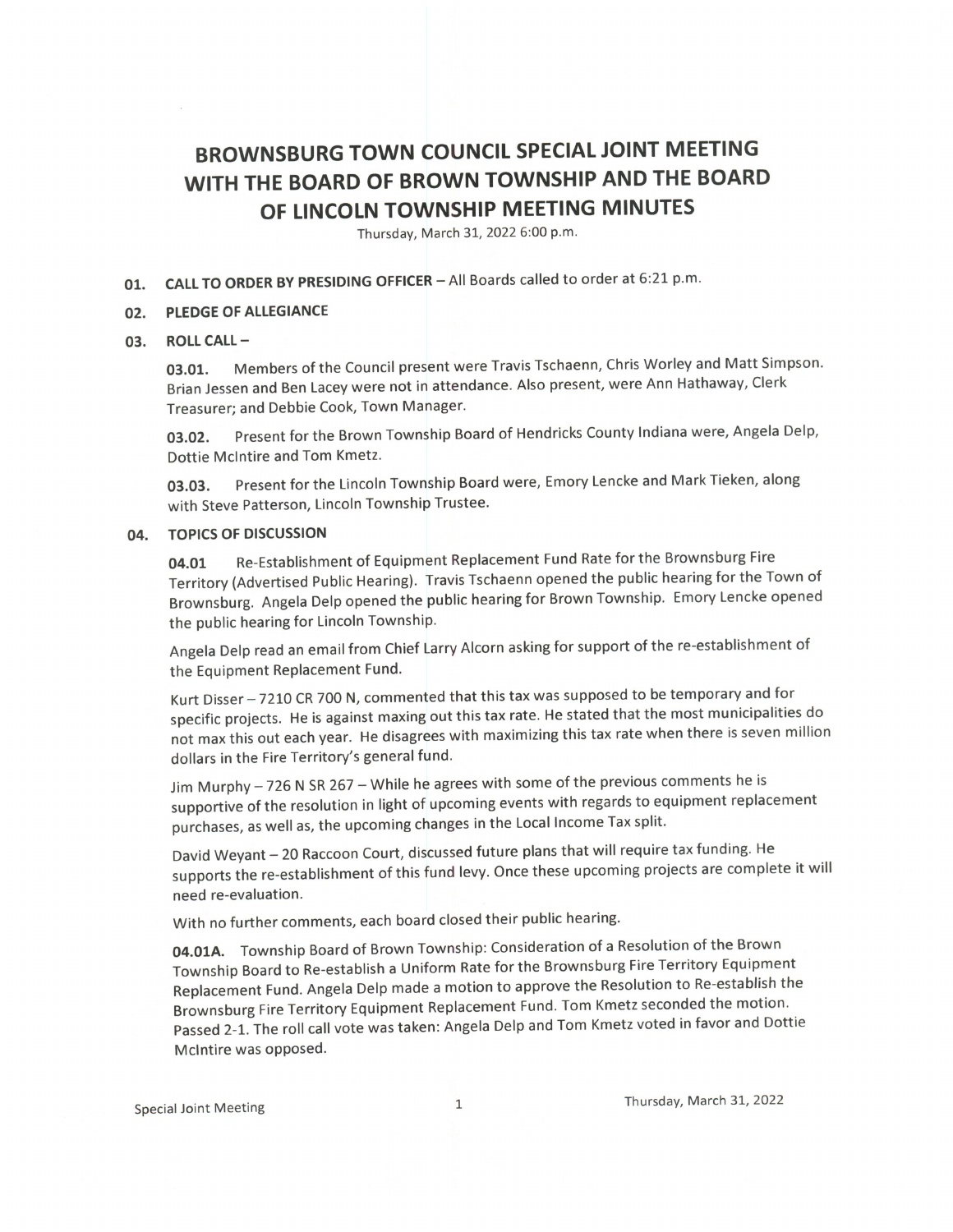# BROWNSBURG TOWN COUNCIL SPECIAL JOINT MEETING WITH THE BOARD OF BROWN TOWNSHIP AND THE BOARD OF LINCOLN TOWNSHIP MEETING MINUTES

Thursday, March 31, 2022 6:00 p.m.

**01. CALL TO ORDER BY PRESIDING OFFICER** – All Boards called to order at 6:21 p.m.

**02. PLEDGE OF ALLEGIANCE**

**03. ROLL CALL –**

**03.01.** Members of the Council present were Travis Tschaenn, Chris Worley and Matt Simpson. Brian Jessen and Ben Lacey were not in attendance. Also present, were Ann Hathaway, Clerk Treasurer; and Debbie Cook, Town Manager.

**03.02.** Present for the Brown Township Board of Hendricks County Indiana were, Angela Delp, Dottie McIntire and Tom Kmetz.

**03.03.** Present for the Lincoln Township Board were, Emory Lencke and Mark Tieken, along with Steve Patterson, Lincoln Township Trustee.

**04. TOPICS OF DISCUSSION**

**04.01** Re-Establishment of Equipment Replacement Fund Rate for the Brownsburg Fire Territory (Advertised Public Hearing). Travis Tschaenn opened the public hearing for the Town of Brownsburg. Angela Delp opened the public hearing for Brown Township. Emory Lencke opened the public hearing for Lincoln Township.

Angela Delp read an email from Chief Larry Alcorn asking for support of the re-establishment of the Equipment Replacement Fund.

Kurt Disser – 7210 CR 700 N, commented that this tax was supposed to be temporary and for specific projects. He is against maxing out this tax rate. He stated that the most municipalities do not max this out each year. He disagrees with maximizing this tax rate when there is seven million dollars in the Fire Territory's general fund.

Jim Murphy – 726 N SR 267 – While he agrees with some of the previous comments he is supportive of the resolution in light of upcoming events with regards to equipment replacement purchases, as well as, the upcoming changes in the Local Income Tax split.

David Weyant – 20 Raccoon Court, discussed future plans that will require tax funding. He supports the re-establishment of this fund levy. Once these upcoming projects are complete it will need re-evaluation.

With no further comments, each board closed their public hearing.

**04.01A.** Township Board of Brown Township: Consideration of a Resolution of the Brown Township Board to Re-establish a Uniform Rate for the Brownsburg Fire Territory Equipment Replacement Fund. Angela Delp made a motion to approve the Resolution to Re-establish the Brownsburg Fire Territory Equipment Replacement Fund. Tom Kmetz seconded the motion. Passed 2-1. The roll call vote was taken: Angela Delp and Tom Kmetz voted in favor and Dottie McIntire was opposed.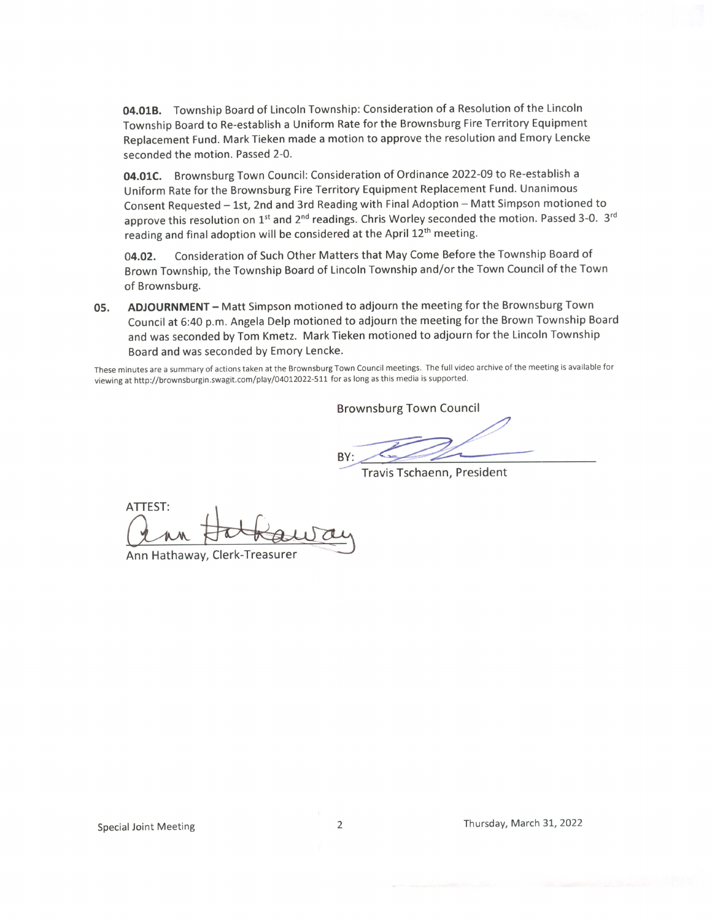**04.01B.** Township Board of Lincoln Township: Consideration of a Resolution of the Lincoln Township Board to Re-establish a Uniform Rate for the Brownsburg Fire Territory Equipment Replacement Fund. Mark Tieken made a motion to approve the resolution and Emory Lencke seconded the motion. Passed 2-0.

**04.01C.** Brownsburg Town Council: Consideration of Ordinance 2022-09 to Re-establish a Uniform Rate for the Brownsburg Fire Territory Equipment Replacement Fund. Unanimous Consent Requested – 1st, 2nd and 3rd Reading with Final Adoption – Matt Simpson motioned to approve this resolution on 1st and 2nd readings. Chris Worley seconded the motion. Passed 3-0. 3rd reading and final adoption will be considered at the April 12th meeting.

**04.02.** Consideration of Such Other Matters that May Come Before the Township Board of Brown Township, the Township Board of Lincoln Township and/or the Town Council of the Town of Brownsburg.

**05. ADJOURNMENT** – Matt Simpson motioned to adjourn the meeting for the Brownsburg Town Council at 6:40 p.m. Angela Delp motioned to adjourn the meeting for the Brown Township Board and was seconded by Tom Kmetz. Mark Tieken motioned to adjourn for the Lincoln Township Board and was seconded by Emory Lencke.

These minutes are a summary of actions taken at the Brownsburg Town Council meetings. The full video archive of the meeting is available for viewing at http://brownsburgin.swagit.com/play/04012022-511 for as long as this media is supported.

Brownsburg Town Council

BY: ______________________

Travis Tschaenn, President

ATTEST:

______________________

Ann Hathaway, Clerk-Treasurer

Special Joint Meeting

Thursday, March 31, 2022